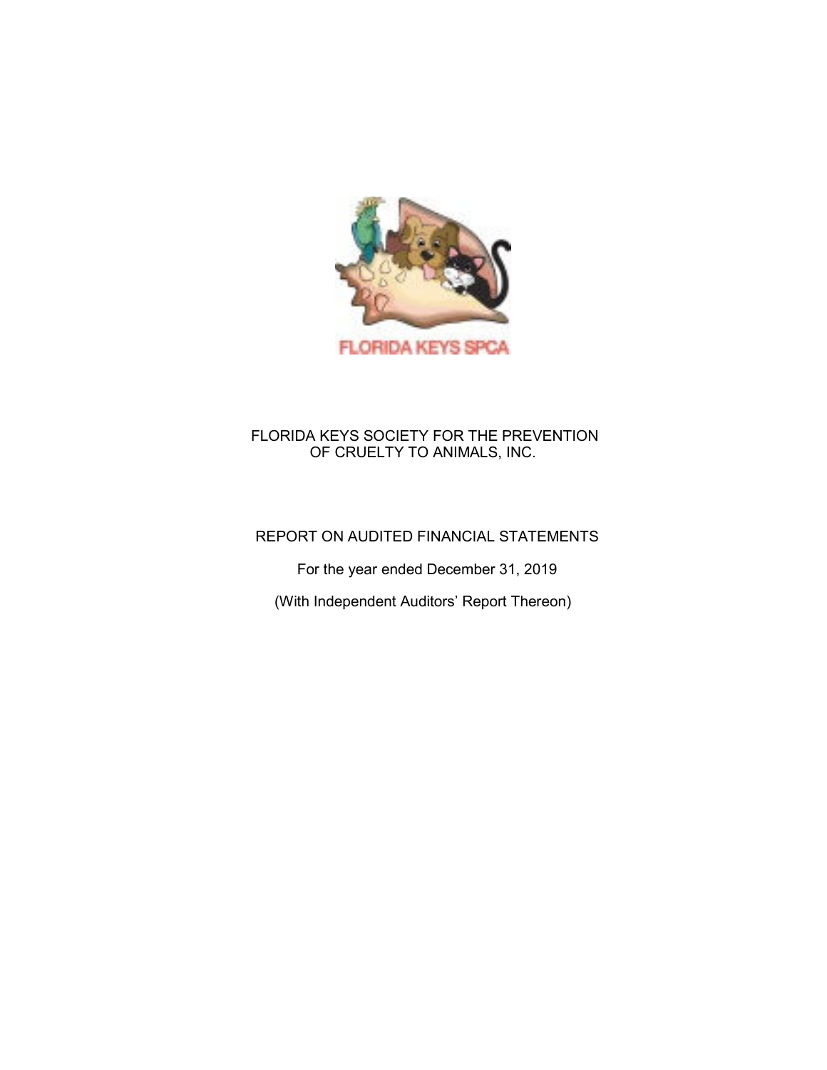FLORIDA KEYS SPCA

# FLORIDA KEYS SOCIETY FOR THE PREVENTION OF CRUELTY TO ANIMALS, INC.

## REPORT ON AUDITED FINANCIAL STATEMENTS

For the year ended December 31, 2019

(With Independent Auditors' Report Thereon)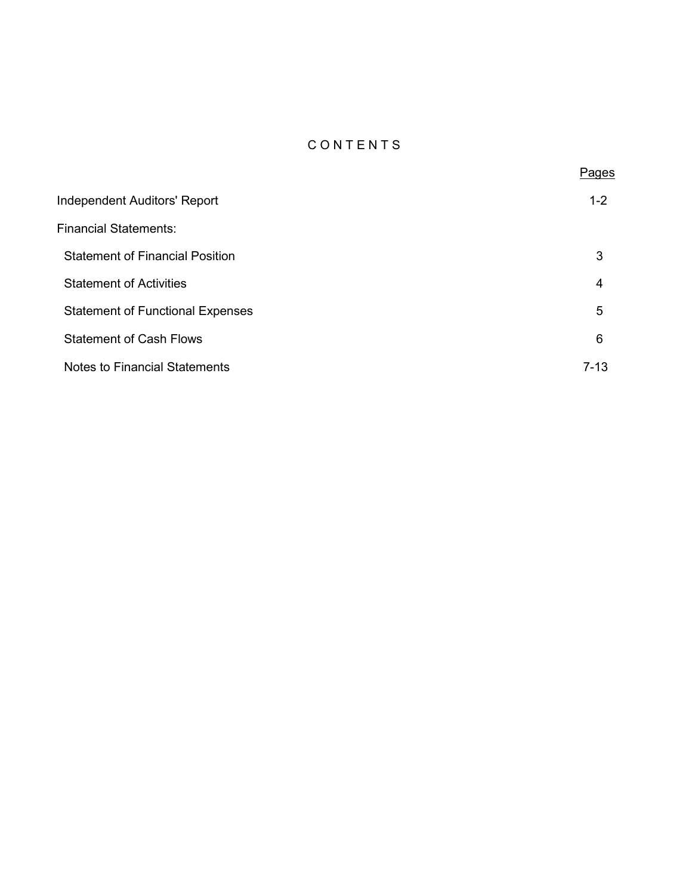# C O N T E N T S

| | Pages |
|---|---|
| Independent Auditors' Report | 1-2 |
| Financial Statements: | |
| Statement of Financial Position | 3 |
| Statement of Activities | 4 |
| Statement of Functional Expenses | 5 |
| Statement of Cash Flows | 6 |
| Notes to Financial Statements | 7-13 |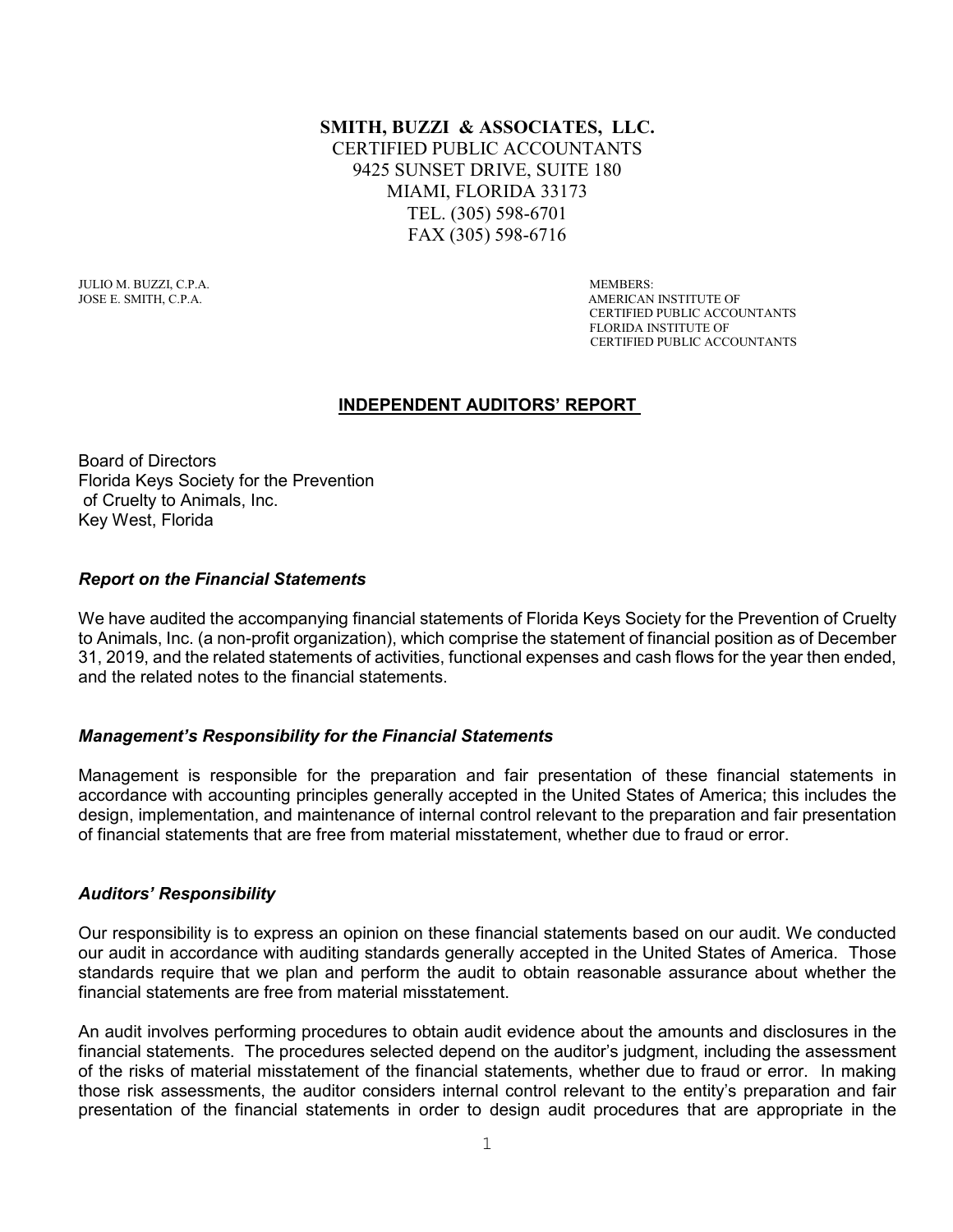**SMITH, BUZZI & ASSOCIATES, LLC.**
CERTIFIED PUBLIC ACCOUNTANTS
9425 SUNSET DRIVE, SUITE 180
MIAMI, FLORIDA 33173
TEL. (305) 598-6701
FAX (305) 598-6716

JULIO M. BUZZI, C.P.A.
JOSE E. SMITH, C.P.A.

MEMBERS:
AMERICAN INSTITUTE OF CERTIFIED PUBLIC ACCOUNTANTS
FLORIDA INSTITUTE OF CERTIFIED PUBLIC ACCOUNTANTS

## INDEPENDENT AUDITORS' REPORT

Board of Directors
Florida Keys Society for the Prevention of Cruelty to Animals, Inc.
Key West, Florida

### *Report on the Financial Statements*

We have audited the accompanying financial statements of Florida Keys Society for the Prevention of Cruelty to Animals, Inc. (a non-profit organization), which comprise the statement of financial position as of December 31, 2019, and the related statements of activities, functional expenses and cash flows for the year then ended, and the related notes to the financial statements.

### *Management's Responsibility for the Financial Statements*

Management is responsible for the preparation and fair presentation of these financial statements in accordance with accounting principles generally accepted in the United States of America; this includes the design, implementation, and maintenance of internal control relevant to the preparation and fair presentation of financial statements that are free from material misstatement, whether due to fraud or error.

### *Auditors' Responsibility*

Our responsibility is to express an opinion on these financial statements based on our audit. We conducted our audit in accordance with auditing standards generally accepted in the United States of America. Those standards require that we plan and perform the audit to obtain reasonable assurance about whether the financial statements are free from material misstatement.

An audit involves performing procedures to obtain audit evidence about the amounts and disclosures in the financial statements. The procedures selected depend on the auditor's judgment, including the assessment of the risks of material misstatement of the financial statements, whether due to fraud or error. In making those risk assessments, the auditor considers internal control relevant to the entity's preparation and fair presentation of the financial statements in order to design audit procedures that are appropriate in the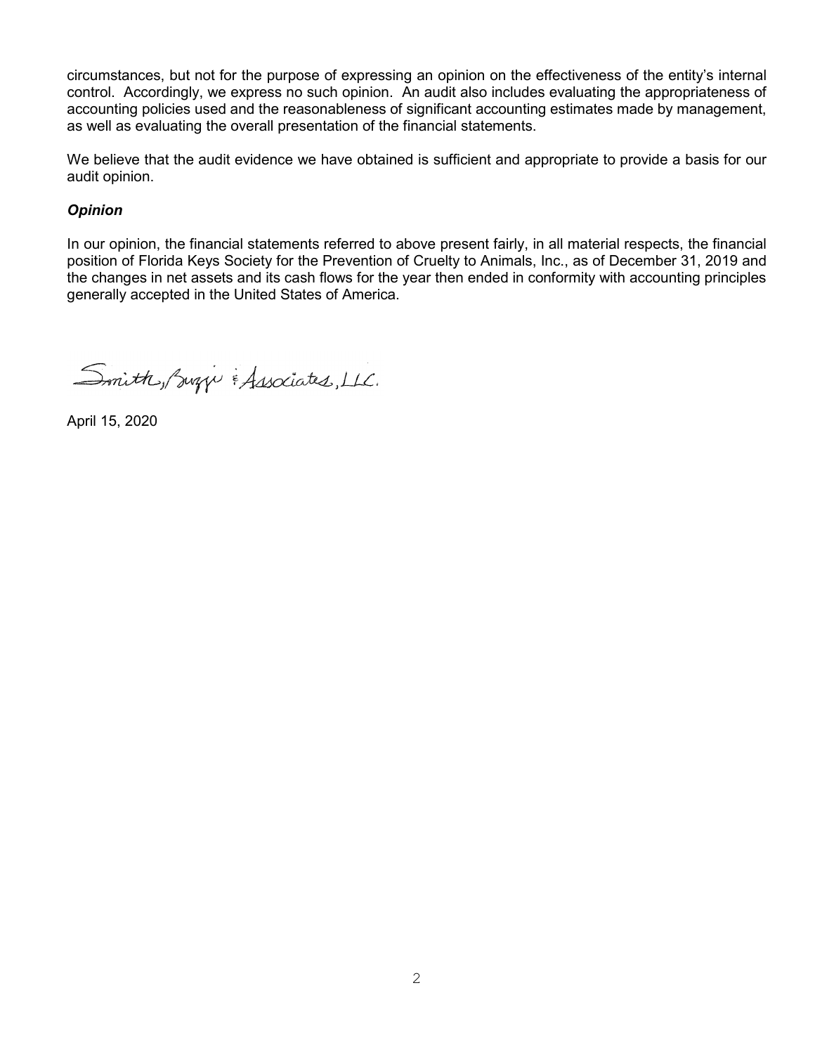circumstances, but not for the purpose of expressing an opinion on the effectiveness of the entity's internal control. Accordingly, we express no such opinion. An audit also includes evaluating the appropriateness of accounting policies used and the reasonableness of significant accounting estimates made by management, as well as evaluating the overall presentation of the financial statements.

We believe that the audit evidence we have obtained is sufficient and appropriate to provide a basis for our audit opinion.

***Opinion***

In our opinion, the financial statements referred to above present fairly, in all material respects, the financial position of Florida Keys Society for the Prevention of Cruelty to Animals, Inc., as of December 31, 2019 and the changes in net assets and its cash flows for the year then ended in conformity with accounting principles generally accepted in the United States of America.

Smith, Buzzi & Associates, LLC.

April 15, 2020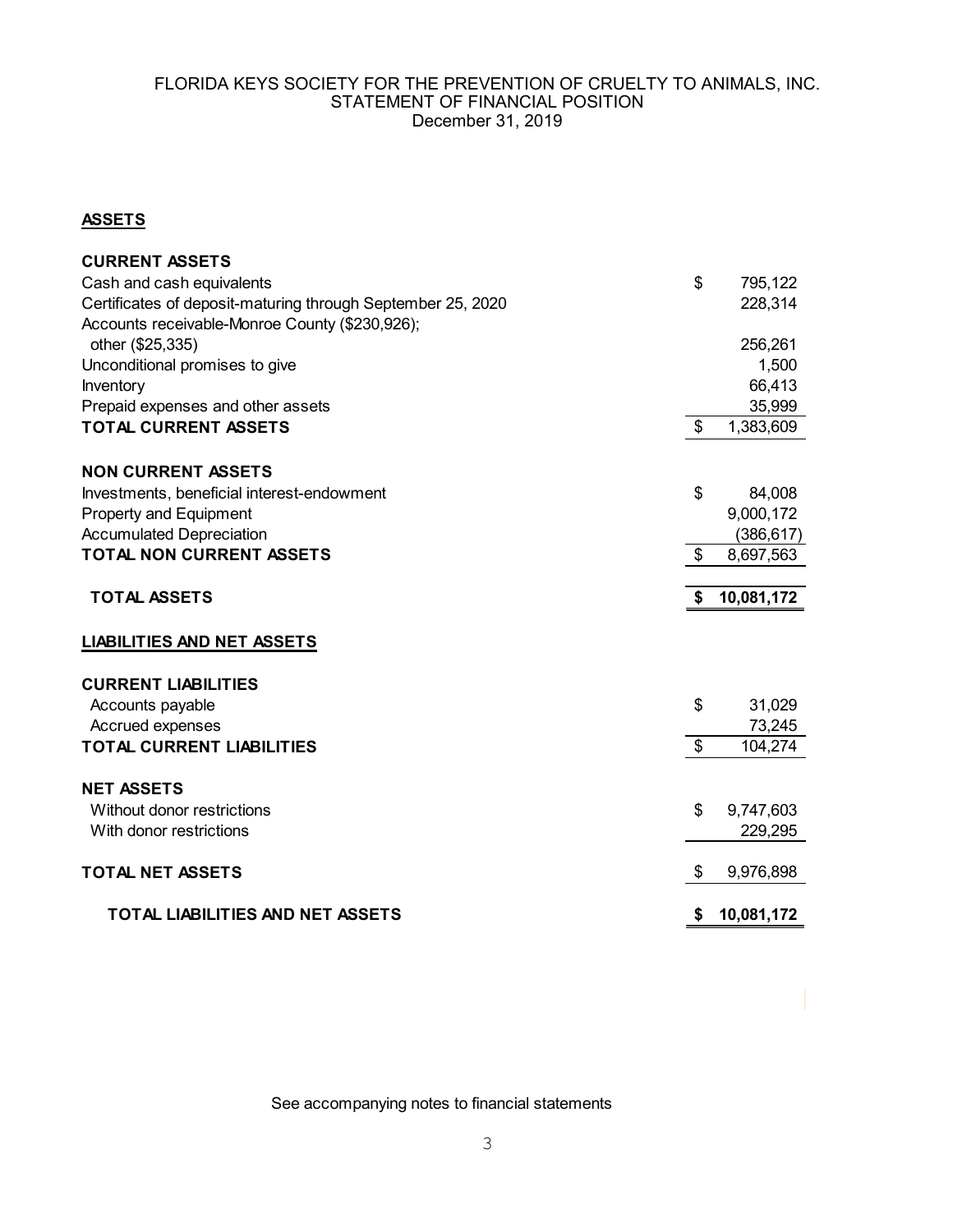FLORIDA KEYS SOCIETY FOR THE PREVENTION OF CRUELTY TO ANIMALS, INC.
STATEMENT OF FINANCIAL POSITION
December 31, 2019

**ASSETS**

| | | |
|---|---|---|
| **CURRENT ASSETS** | | |
| Cash and cash equivalents | $ | 795,122 |
| Certificates of deposit-maturing through September 25, 2020 | | 228,314 |
| Accounts receivable-Monroe County ($230,926); other ($25,335) | | 256,261 |
| Unconditional promises to give | | 1,500 |
| Inventory | | 66,413 |
| Prepaid expenses and other assets | | 35,999 |
| **TOTAL CURRENT ASSETS** | $ | 1,383,609 |
| **NON CURRENT ASSETS** | | |
| Investments, beneficial interest-endowment | $ | 84,008 |
| Property and Equipment | | 9,000,172 |
| Accumulated Depreciation | | (386,617) |
| **TOTAL NON CURRENT ASSETS** | $ | 8,697,563 |
| **TOTAL ASSETS** | **$** | **10,081,172** |

**LIABILITIES AND NET ASSETS**

| | | |
|---|---|---|
| **CURRENT LIABILITIES** | | |
| Accounts payable | $ | 31,029 |
| Accrued expenses | | 73,245 |
| **TOTAL CURRENT LIABILITIES** | $ | 104,274 |
| **NET ASSETS** | | |
| Without donor restrictions | $ | 9,747,603 |
| With donor restrictions | | 229,295 |
| **TOTAL NET ASSETS** | $ | 9,976,898 |
| **TOTAL LIABILITIES AND NET ASSETS** | **$** | **10,081,172** |

See accompanying notes to financial statements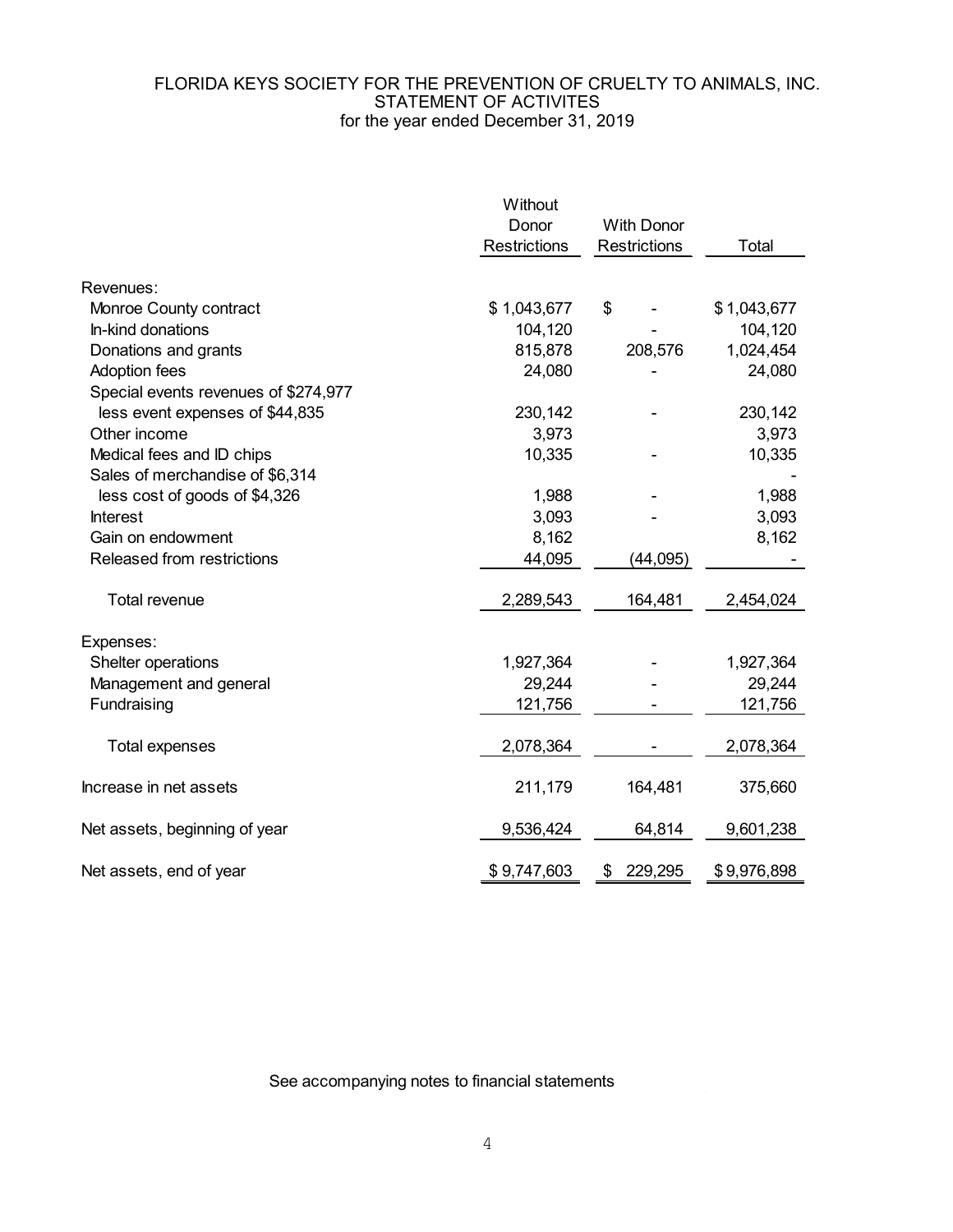# FLORIDA KEYS SOCIETY FOR THE PREVENTION OF CRUELTY TO ANIMALS, INC.
## STATEMENT OF ACTIVITES
for the year ended December 31, 2019

| | Without Donor Restrictions | With Donor Restrictions | Total |
|---|---|---|---|
| Revenues: | | | |
| Monroe County contract | $ 1,043,677 | $ - | $ 1,043,677 |
| In-kind donations | 104,120 | - | 104,120 |
| Donations and grants | 815,878 | 208,576 | 1,024,454 |
| Adoption fees | 24,080 | - | 24,080 |
| Special events revenues of $274,977 less event expenses of $44,835 | 230,142 | - | 230,142 |
| Other income | 3,973 | | 3,973 |
| Medical fees and ID chips | 10,335 | - | 10,335 |
| Sales of merchandise of $6,314 | | | - |
| less cost of goods of $4,326 | 1,988 | - | 1,988 |
| Interest | 3,093 | - | 3,093 |
| Gain on endowment | 8,162 | | 8,162 |
| Released from restrictions | 44,095 | (44,095) | - |
| Total revenue | 2,289,543 | 164,481 | 2,454,024 |
| Expenses: | | | |
| Shelter operations | 1,927,364 | - | 1,927,364 |
| Management and general | 29,244 | - | 29,244 |
| Fundraising | 121,756 | - | 121,756 |
| Total expenses | 2,078,364 | - | 2,078,364 |
| Increase in net assets | 211,179 | 164,481 | 375,660 |
| Net assets, beginning of year | 9,536,424 | 64,814 | 9,601,238 |
| Net assets, end of year | $ 9,747,603 | $ 229,295 | $ 9,976,898 |

See accompanying notes to financial statements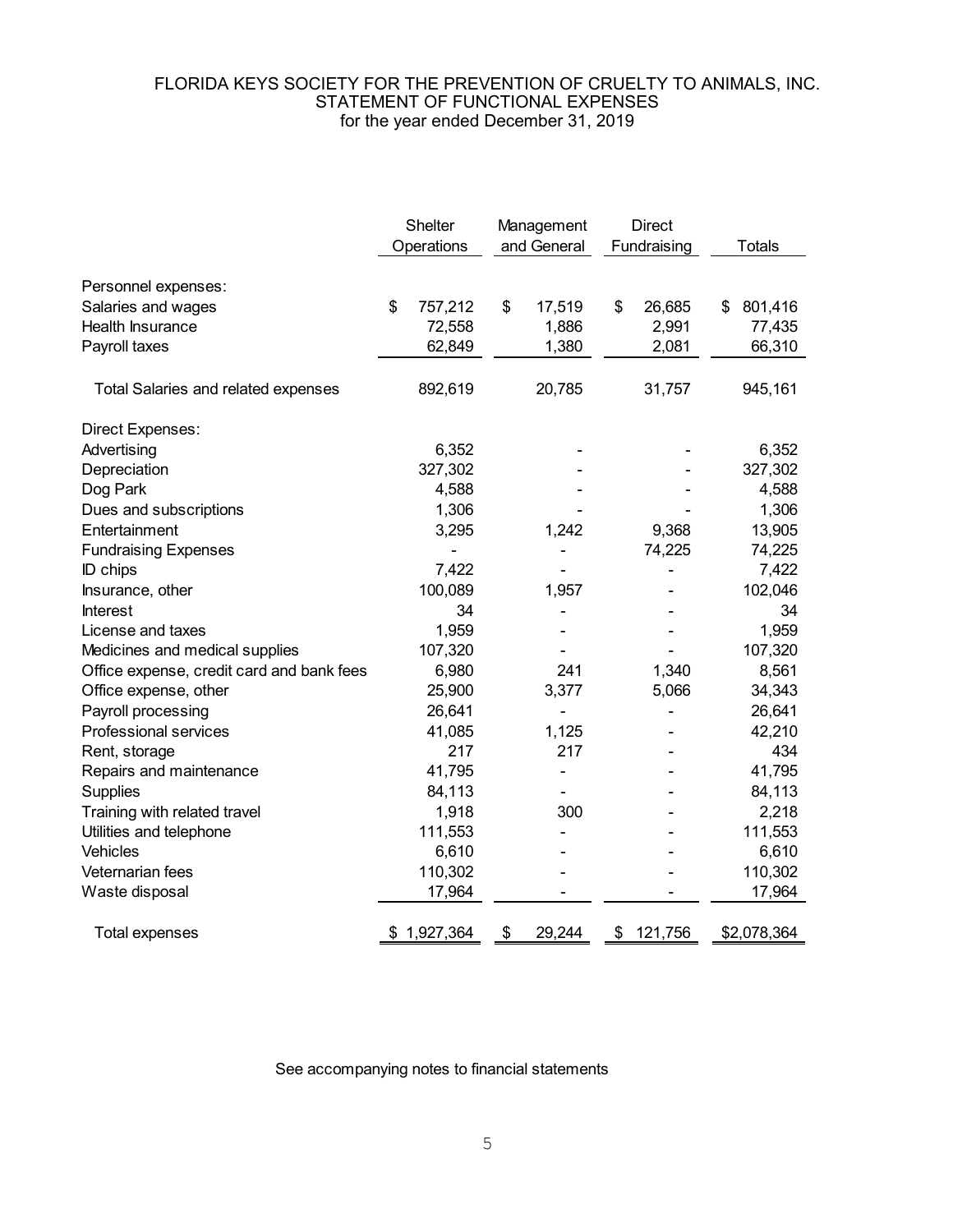# FLORIDA KEYS SOCIETY FOR THE PREVENTION OF CRUELTY TO ANIMALS, INC.
## STATEMENT OF FUNCTIONAL EXPENSES
for the year ended December 31, 2019

| | Shelter Operations | Management and General | Direct Fundraising | Totals |
|---|---|---|---|---|
| Personnel expenses: | | | | |
| Salaries and wages | $ 757,212 | $ 17,519 | $ 26,685 | $ 801,416 |
| Health Insurance | 72,558 | 1,886 | 2,991 | 77,435 |
| Payroll taxes | 62,849 | 1,380 | 2,081 | 66,310 |
| Total Salaries and related expenses | 892,619 | 20,785 | 31,757 | 945,161 |
| Direct Expenses: | | | | |
| Advertising | 6,352 | - | - | 6,352 |
| Depreciation | 327,302 | - | - | 327,302 |
| Dog Park | 4,588 | - | - | 4,588 |
| Dues and subscriptions | 1,306 | - | - | 1,306 |
| Entertainment | 3,295 | 1,242 | 9,368 | 13,905 |
| Fundraising Expenses | - | - | 74,225 | 74,225 |
| ID chips | 7,422 | - | - | 7,422 |
| Insurance, other | 100,089 | 1,957 | - | 102,046 |
| Interest | 34 | - | - | 34 |
| License and taxes | 1,959 | - | - | 1,959 |
| Medicines and medical supplies | 107,320 | - | - | 107,320 |
| Office expense, credit card and bank fees | 6,980 | 241 | 1,340 | 8,561 |
| Office expense, other | 25,900 | 3,377 | 5,066 | 34,343 |
| Payroll processing | 26,641 | - | - | 26,641 |
| Professional services | 41,085 | 1,125 | - | 42,210 |
| Rent, storage | 217 | 217 | - | 434 |
| Repairs and maintenance | 41,795 | - | - | 41,795 |
| Supplies | 84,113 | - | - | 84,113 |
| Training with related travel | 1,918 | 300 | - | 2,218 |
| Utilities and telephone | 111,553 | - | - | 111,553 |
| Vehicles | 6,610 | - | - | 6,610 |
| Veternarian fees | 110,302 | - | - | 110,302 |
| Waste disposal | 17,964 | - | - | 17,964 |
| Total expenses | $ 1,927,364 | $ 29,244 | $ 121,756 | $2,078,364 |

See accompanying notes to financial statements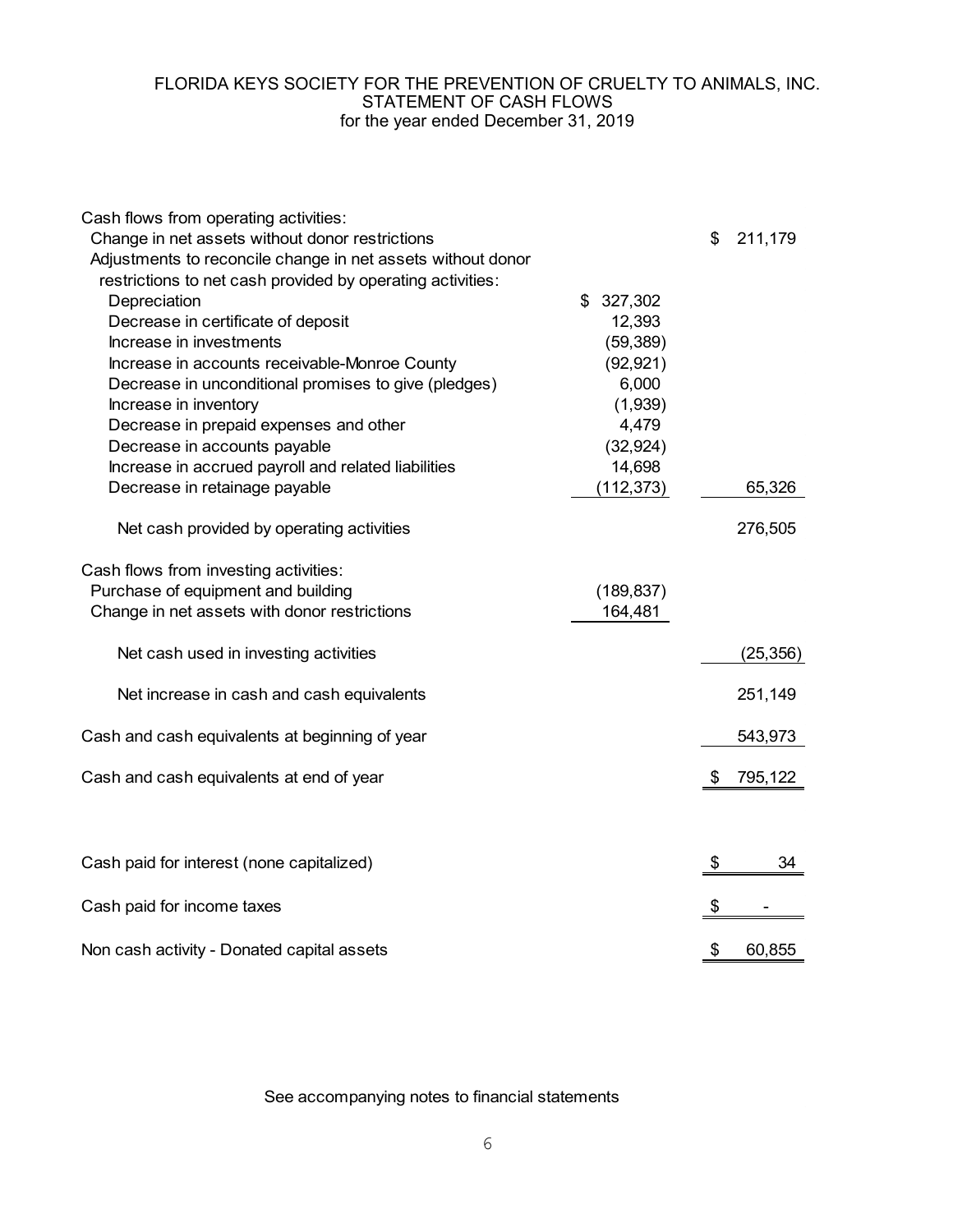# FLORIDA KEYS SOCIETY FOR THE PREVENTION OF CRUELTY TO ANIMALS, INC.
## STATEMENT OF CASH FLOWS
### for the year ended December 31, 2019

| | | |
|---|---|---|
| Cash flows from operating activities: | | |
| Change in net assets without donor restrictions | | $ 211,179 |
| Adjustments to reconcile change in net assets without donor restrictions to net cash provided by operating activities: | | |
| Depreciation | $ 327,302 | |
| Decrease in certificate of deposit | 12,393 | |
| Increase in investments | (59,389) | |
| Increase in accounts receivable-Monroe County | (92,921) | |
| Decrease in unconditional promises to give (pledges) | 6,000 | |
| Increase in inventory | (1,939) | |
| Decrease in prepaid expenses and other | 4,479 | |
| Decrease in accounts payable | (32,924) | |
| Increase in accrued payroll and related liabilities | 14,698 | |
| Decrease in retainage payable | (112,373) | 65,326 |
| Net cash provided by operating activities | | 276,505 |
| Cash flows from investing activities: | | |
| Purchase of equipment and building | (189,837) | |
| Change in net assets with donor restrictions | 164,481 | |
| Net cash used in investing activities | | (25,356) |
| Net increase in cash and cash equivalents | | 251,149 |
| Cash and cash equivalents at beginning of year | | 543,973 |
| Cash and cash equivalents at end of year | | $ 795,122 |
| Cash paid for interest (none capitalized) | | $ 34 |
| Cash paid for income taxes | | $ - |
| Non cash activity - Donated capital assets | | $ 60,855 |

See accompanying notes to financial statements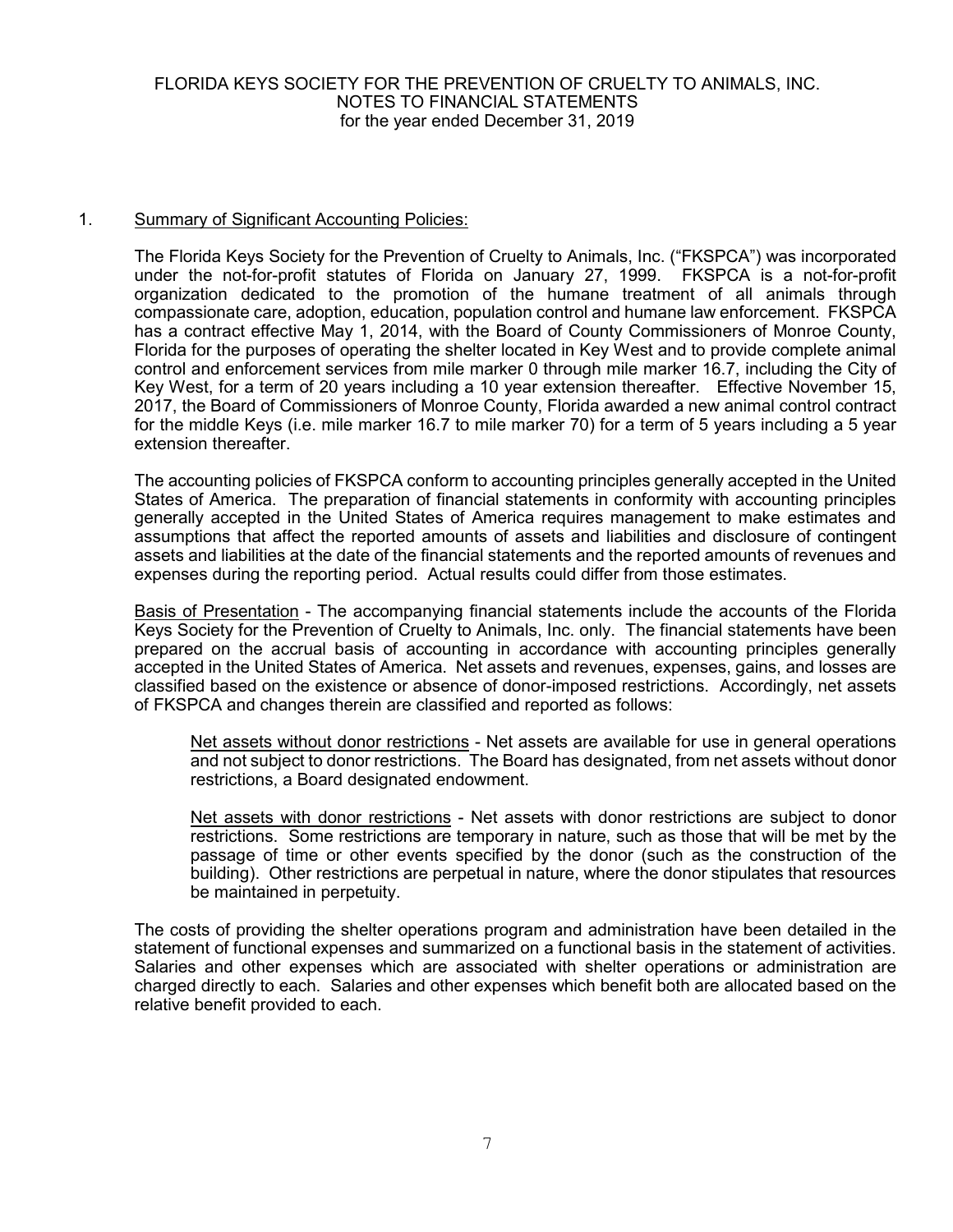FLORIDA KEYS SOCIETY FOR THE PREVENTION OF CRUELTY TO ANIMALS, INC.
NOTES TO FINANCIAL STATEMENTS
for the year ended December 31, 2019

1. Summary of Significant Accounting Policies:

The Florida Keys Society for the Prevention of Cruelty to Animals, Inc. ("FKSPCA") was incorporated under the not-for-profit statutes of Florida on January 27, 1999. FKSPCA is a not-for-profit organization dedicated to the promotion of the humane treatment of all animals through compassionate care, adoption, education, population control and humane law enforcement. FKSPCA has a contract effective May 1, 2014, with the Board of County Commissioners of Monroe County, Florida for the purposes of operating the shelter located in Key West and to provide complete animal control and enforcement services from mile marker 0 through mile marker 16.7, including the City of Key West, for a term of 20 years including a 10 year extension thereafter. Effective November 15, 2017, the Board of Commissioners of Monroe County, Florida awarded a new animal control contract for the middle Keys (i.e. mile marker 16.7 to mile marker 70) for a term of 5 years including a 5 year extension thereafter.

The accounting policies of FKSPCA conform to accounting principles generally accepted in the United States of America. The preparation of financial statements in conformity with accounting principles generally accepted in the United States of America requires management to make estimates and assumptions that affect the reported amounts of assets and liabilities and disclosure of contingent assets and liabilities at the date of the financial statements and the reported amounts of revenues and expenses during the reporting period. Actual results could differ from those estimates.

Basis of Presentation - The accompanying financial statements include the accounts of the Florida Keys Society for the Prevention of Cruelty to Animals, Inc. only. The financial statements have been prepared on the accrual basis of accounting in accordance with accounting principles generally accepted in the United States of America. Net assets and revenues, expenses, gains, and losses are classified based on the existence or absence of donor-imposed restrictions. Accordingly, net assets of FKSPCA and changes therein are classified and reported as follows:

Net assets without donor restrictions - Net assets are available for use in general operations and not subject to donor restrictions. The Board has designated, from net assets without donor restrictions, a Board designated endowment.

Net assets with donor restrictions - Net assets with donor restrictions are subject to donor restrictions. Some restrictions are temporary in nature, such as those that will be met by the passage of time or other events specified by the donor (such as the construction of the building). Other restrictions are perpetual in nature, where the donor stipulates that resources be maintained in perpetuity.

The costs of providing the shelter operations program and administration have been detailed in the statement of functional expenses and summarized on a functional basis in the statement of activities. Salaries and other expenses which are associated with shelter operations or administration are charged directly to each. Salaries and other expenses which benefit both are allocated based on the relative benefit provided to each.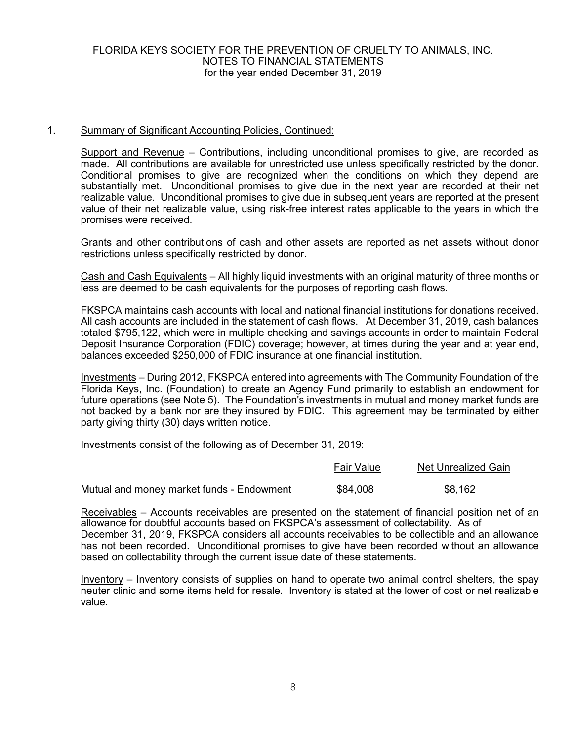FLORIDA KEYS SOCIETY FOR THE PREVENTION OF CRUELTY TO ANIMALS, INC.
NOTES TO FINANCIAL STATEMENTS
for the year ended December 31, 2019

1. Summary of Significant Accounting Policies, Continued:

Support and Revenue – Contributions, including unconditional promises to give, are recorded as made. All contributions are available for unrestricted use unless specifically restricted by the donor. Conditional promises to give are recognized when the conditions on which they depend are substantially met. Unconditional promises to give due in the next year are recorded at their net realizable value. Unconditional promises to give due in subsequent years are reported at the present value of their net realizable value, using risk-free interest rates applicable to the years in which the promises were received.

Grants and other contributions of cash and other assets are reported as net assets without donor restrictions unless specifically restricted by donor.

Cash and Cash Equivalents – All highly liquid investments with an original maturity of three months or less are deemed to be cash equivalents for the purposes of reporting cash flows.

FKSPCA maintains cash accounts with local and national financial institutions for donations received. All cash accounts are included in the statement of cash flows. At December 31, 2019, cash balances totaled $795,122, which were in multiple checking and savings accounts in order to maintain Federal Deposit Insurance Corporation (FDIC) coverage; however, at times during the year and at year end, balances exceeded $250,000 of FDIC insurance at one financial institution.

Investments – During 2012, FKSPCA entered into agreements with The Community Foundation of the Florida Keys, Inc. (Foundation) to create an Agency Fund primarily to establish an endowment for future operations (see Note 5). The Foundation's investments in mutual and money market funds are not backed by a bank nor are they insured by FDIC. This agreement may be terminated by either party giving thirty (30) days written notice.

Investments consist of the following as of December 31, 2019:

| | Fair Value | Net Unrealized Gain |
|---|---|---|
| Mutual and money market funds - Endowment | $84,008 | $8,162 |

Receivables – Accounts receivables are presented on the statement of financial position net of an allowance for doubtful accounts based on FKSPCA's assessment of collectability. As of December 31, 2019, FKSPCA considers all accounts receivables to be collectible and an allowance has not been recorded. Unconditional promises to give have been recorded without an allowance based on collectability through the current issue date of these statements.

Inventory – Inventory consists of supplies on hand to operate two animal control shelters, the spay neuter clinic and some items held for resale. Inventory is stated at the lower of cost or net realizable value.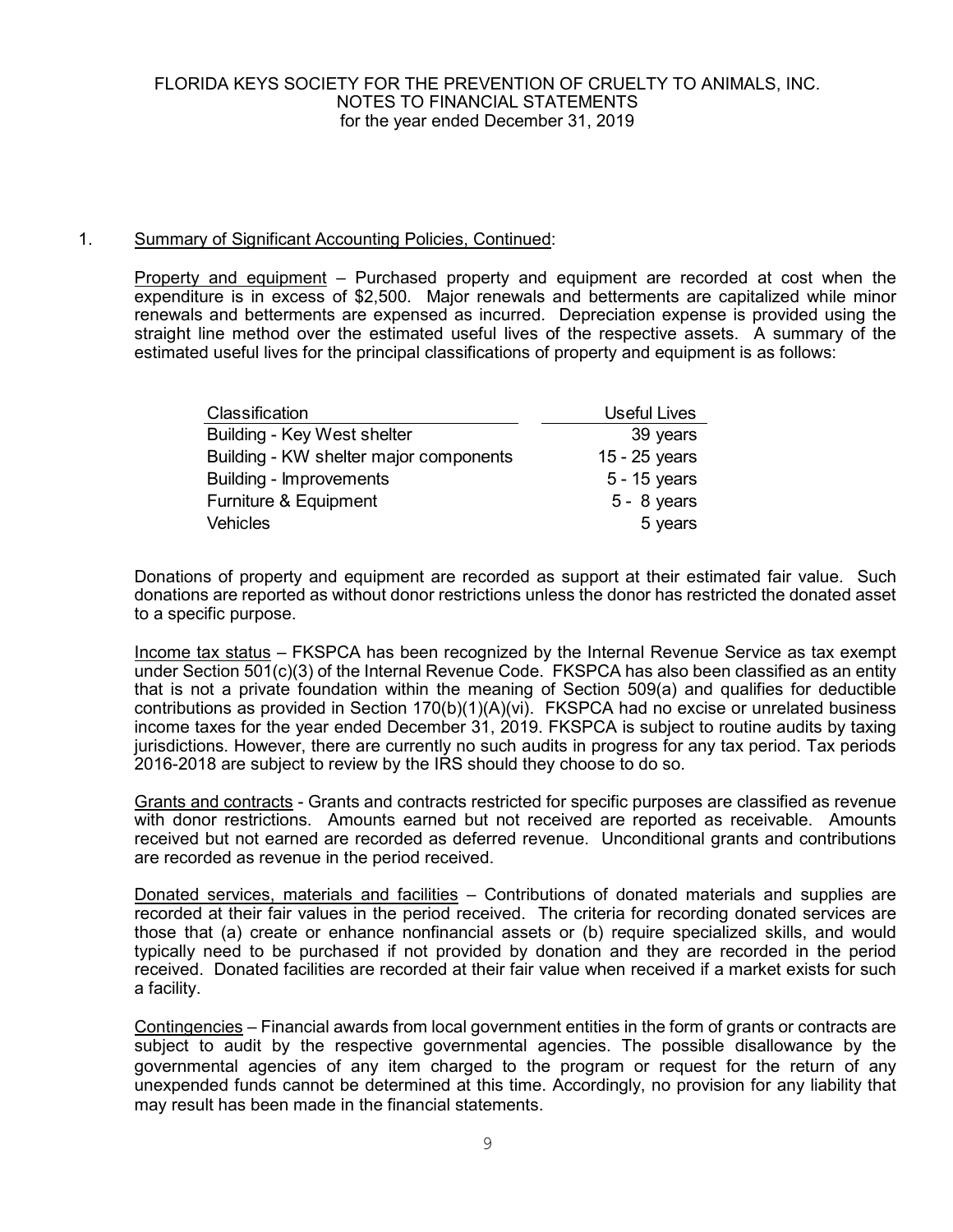FLORIDA KEYS SOCIETY FOR THE PREVENTION OF CRUELTY TO ANIMALS, INC.
NOTES TO FINANCIAL STATEMENTS
for the year ended December 31, 2019

1. Summary of Significant Accounting Policies, Continued:

Property and equipment – Purchased property and equipment are recorded at cost when the expenditure is in excess of $2,500. Major renewals and betterments are capitalized while minor renewals and betterments are expensed as incurred. Depreciation expense is provided using the straight line method over the estimated useful lives of the respective assets. A summary of the estimated useful lives for the principal classifications of property and equipment is as follows:

| Classification | Useful Lives |
|---|---|
| Building - Key West shelter | 39 years |
| Building - KW shelter major components | 15 - 25 years |
| Building - Improvements | 5 - 15 years |
| Furniture & Equipment | 5 - 8 years |
| Vehicles | 5 years |

Donations of property and equipment are recorded as support at their estimated fair value. Such donations are reported as without donor restrictions unless the donor has restricted the donated asset to a specific purpose.

Income tax status – FKSPCA has been recognized by the Internal Revenue Service as tax exempt under Section 501(c)(3) of the Internal Revenue Code. FKSPCA has also been classified as an entity that is not a private foundation within the meaning of Section 509(a) and qualifies for deductible contributions as provided in Section 170(b)(1)(A)(vi). FKSPCA had no excise or unrelated business income taxes for the year ended December 31, 2019. FKSPCA is subject to routine audits by taxing jurisdictions. However, there are currently no such audits in progress for any tax period. Tax periods 2016-2018 are subject to review by the IRS should they choose to do so.

Grants and contracts - Grants and contracts restricted for specific purposes are classified as revenue with donor restrictions. Amounts earned but not received are reported as receivable. Amounts received but not earned are recorded as deferred revenue. Unconditional grants and contributions are recorded as revenue in the period received.

Donated services, materials and facilities – Contributions of donated materials and supplies are recorded at their fair values in the period received. The criteria for recording donated services are those that (a) create or enhance nonfinancial assets or (b) require specialized skills, and would typically need to be purchased if not provided by donation and they are recorded in the period received. Donated facilities are recorded at their fair value when received if a market exists for such a facility.

Contingencies – Financial awards from local government entities in the form of grants or contracts are subject to audit by the respective governmental agencies. The possible disallowance by the governmental agencies of any item charged to the program or request for the return of any unexpended funds cannot be determined at this time. Accordingly, no provision for any liability that may result has been made in the financial statements.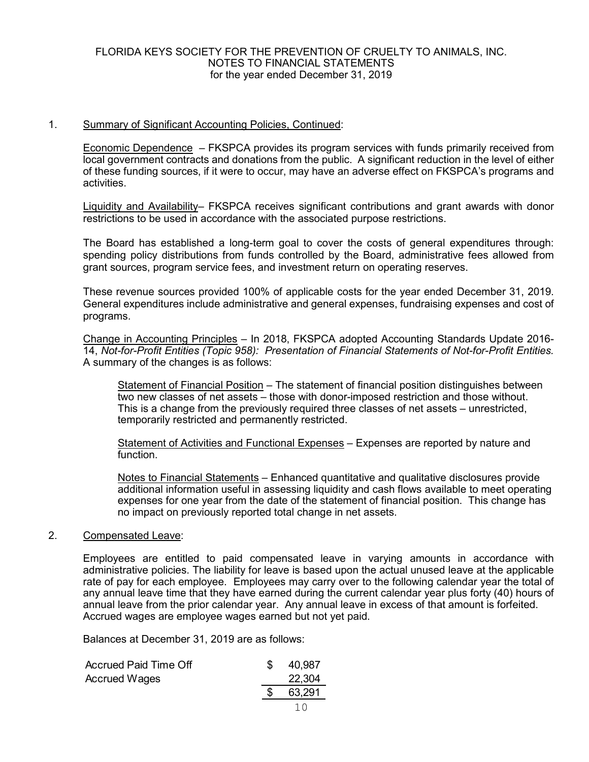FLORIDA KEYS SOCIETY FOR THE PREVENTION OF CRUELTY TO ANIMALS, INC.
NOTES TO FINANCIAL STATEMENTS
for the year ended December 31, 2019

1. Summary of Significant Accounting Policies, Continued:

Economic Dependence – FKSPCA provides its program services with funds primarily received from local government contracts and donations from the public. A significant reduction in the level of either of these funding sources, if it were to occur, may have an adverse effect on FKSPCA's programs and activities.

Liquidity and Availability– FKSPCA receives significant contributions and grant awards with donor restrictions to be used in accordance with the associated purpose restrictions.

The Board has established a long-term goal to cover the costs of general expenditures through: spending policy distributions from funds controlled by the Board, administrative fees allowed from grant sources, program service fees, and investment return on operating reserves.

These revenue sources provided 100% of applicable costs for the year ended December 31, 2019. General expenditures include administrative and general expenses, fundraising expenses and cost of programs.

Change in Accounting Principles – In 2018, FKSPCA adopted Accounting Standards Update 2016-14, *Not-for-Profit Entities (Topic 958): Presentation of Financial Statements of Not-for-Profit Entities.* A summary of the changes is as follows:

Statement of Financial Position – The statement of financial position distinguishes between two new classes of net assets – those with donor-imposed restriction and those without. This is a change from the previously required three classes of net assets – unrestricted, temporarily restricted and permanently restricted.

Statement of Activities and Functional Expenses – Expenses are reported by nature and function.

Notes to Financial Statements – Enhanced quantitative and qualitative disclosures provide additional information useful in assessing liquidity and cash flows available to meet operating expenses for one year from the date of the statement of financial position. This change has no impact on previously reported total change in net assets.

2. Compensated Leave:

Employees are entitled to paid compensated leave in varying amounts in accordance with administrative policies. The liability for leave is based upon the actual unused leave at the applicable rate of pay for each employee. Employees may carry over to the following calendar year the total of any annual leave time that they have earned during the current calendar year plus forty (40) hours of annual leave from the prior calendar year. Any annual leave in excess of that amount is forfeited. Accrued wages are employee wages earned but not yet paid.

Balances at December 31, 2019 are as follows:

| | |
|---|---|
| Accrued Paid Time Off | $ 40,987 |
| Accrued Wages | 22,304 |
| | $ 63,291 |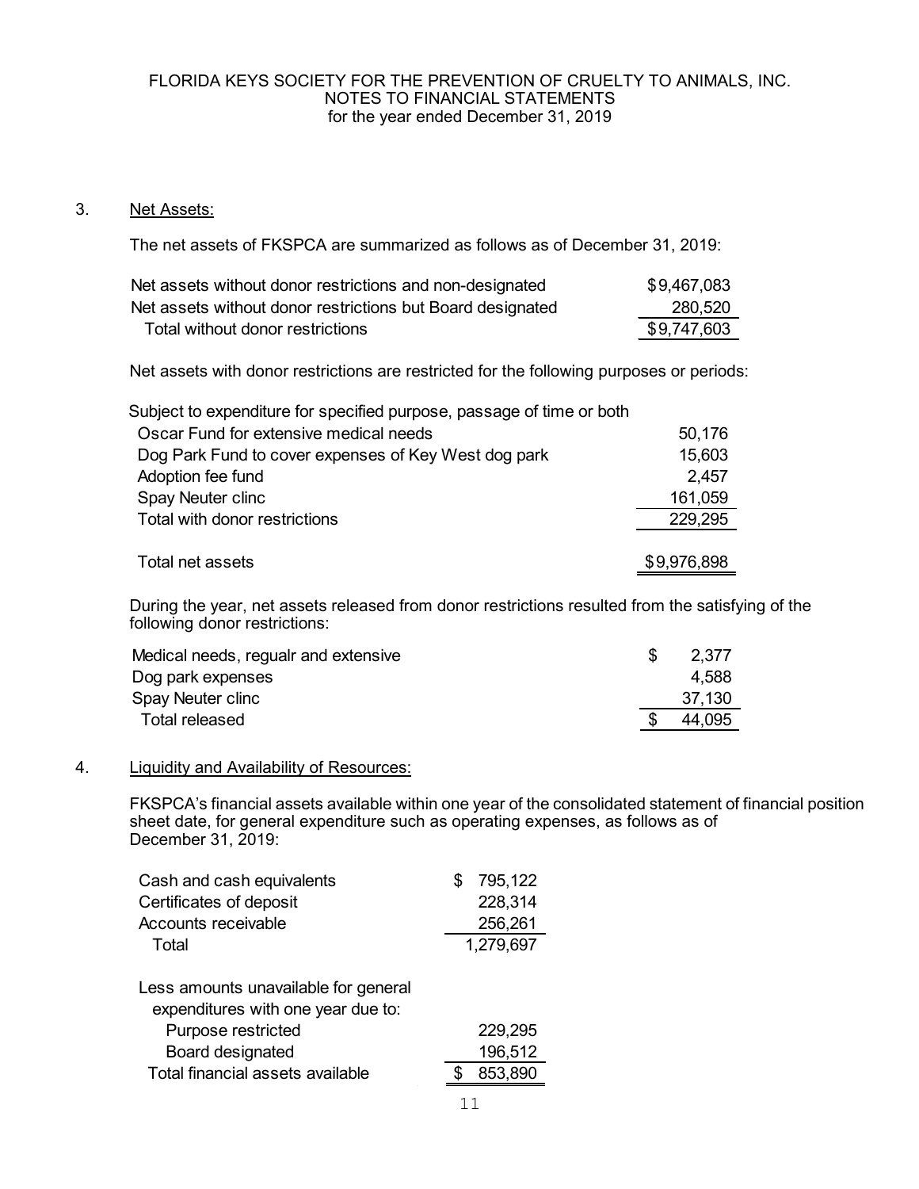FLORIDA KEYS SOCIETY FOR THE PREVENTION OF CRUELTY TO ANIMALS, INC.
NOTES TO FINANCIAL STATEMENTS
for the year ended December 31, 2019

3. Net Assets:

The net assets of FKSPCA are summarized as follows as of December 31, 2019:

| | |
|---|---|
| Net assets without donor restrictions and non-designated | $9,467,083 |
| Net assets without donor restrictions but Board designated | 280,520 |
| Total without donor restrictions | $9,747,603 |

Net assets with donor restrictions are restricted for the following purposes or periods:

| | |
|---|---|
| Subject to expenditure for specified purpose, passage of time or both | |
| Oscar Fund for extensive medical needs | 50,176 |
| Dog Park Fund to cover expenses of Key West dog park | 15,603 |
| Adoption fee fund | 2,457 |
| Spay Neuter clinc | 161,059 |
| Total with donor restrictions | 229,295 |
| | |
| Total net assets | $9,976,898 |

During the year, net assets released from donor restrictions resulted from the satisfying of the following donor restrictions:

| | |
|---|---|
| Medical needs, regualr and extensive | $ 2,377 |
| Dog park expenses | 4,588 |
| Spay Neuter clinc | 37,130 |
| Total released | $ 44,095 |

4. Liquidity and Availability of Resources:

FKSPCA's financial assets available within one year of the consolidated statement of financial position sheet date, for general expenditure such as operating expenses, as follows as of December 31, 2019:

| | |
|---|---|
| Cash and cash equivalents | $ 795,122 |
| Certificates of deposit | 228,314 |
| Accounts receivable | 256,261 |
| Total | 1,279,697 |
| | |
| Less amounts unavailable for general expenditures with one year due to: | |
| Purpose restricted | 229,295 |
| Board designated | 196,512 |
| Total financial assets available | $ 853,890 |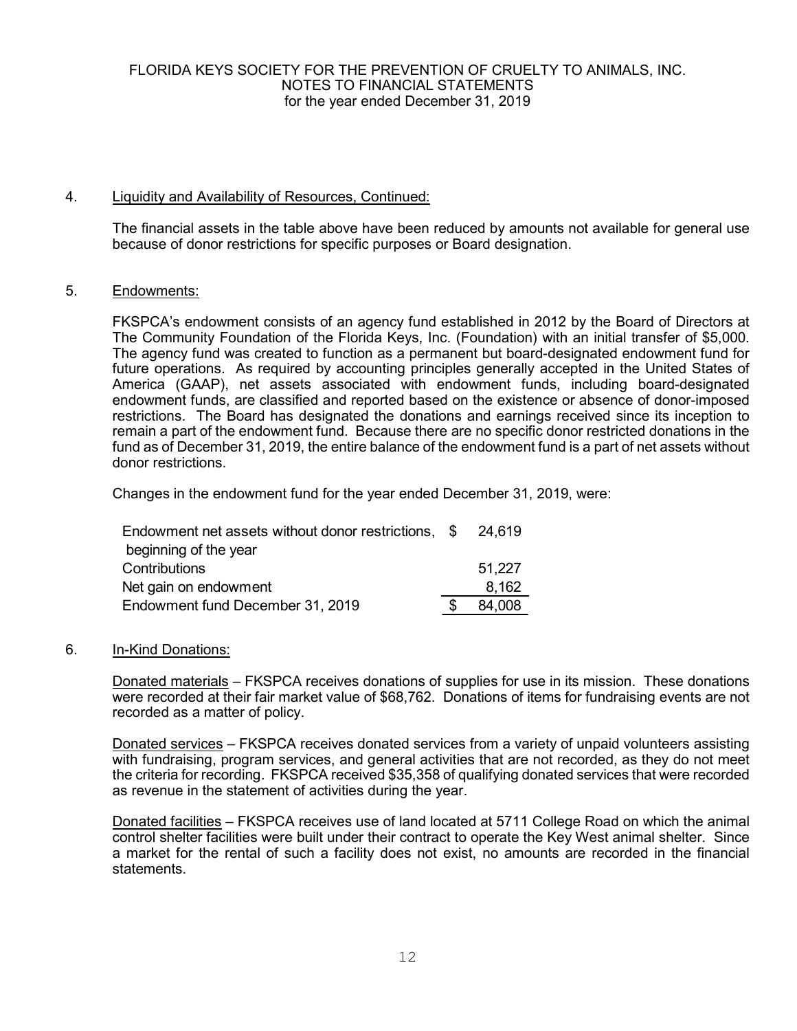4. Liquidity and Availability of Resources, Continued:

The financial assets in the table above have been reduced by amounts not available for general use because of donor restrictions for specific purposes or Board designation.

5. Endowments:

FKSPCA's endowment consists of an agency fund established in 2012 by the Board of Directors at The Community Foundation of the Florida Keys, Inc. (Foundation) with an initial transfer of $5,000. The agency fund was created to function as a permanent but board-designated endowment fund for future operations. As required by accounting principles generally accepted in the United States of America (GAAP), net assets associated with endowment funds, including board-designated endowment funds, are classified and reported based on the existence or absence of donor-imposed restrictions. The Board has designated the donations and earnings received since its inception to remain a part of the endowment fund. Because there are no specific donor restricted donations in the fund as of December 31, 2019, the entire balance of the endowment fund is a part of net assets without donor restrictions.

Changes in the endowment fund for the year ended December 31, 2019, were:

| | |
|---|---|
| Endowment net assets without donor restrictions, beginning of the year | $ 24,619 |
| Contributions | 51,227 |
| Net gain on endowment | 8,162 |
| Endowment fund December 31, 2019 | $ 84,008 |

6. In-Kind Donations:

Donated materials – FKSPCA receives donations of supplies for use in its mission. These donations were recorded at their fair market value of $68,762. Donations of items for fundraising events are not recorded as a matter of policy.

Donated services – FKSPCA receives donated services from a variety of unpaid volunteers assisting with fundraising, program services, and general activities that are not recorded, as they do not meet the criteria for recording. FKSPCA received $35,358 of qualifying donated services that were recorded as revenue in the statement of activities during the year.

Donated facilities – FKSPCA receives use of land located at 5711 College Road on which the animal control shelter facilities were built under their contract to operate the Key West animal shelter. Since a market for the rental of such a facility does not exist, no amounts are recorded in the financial statements.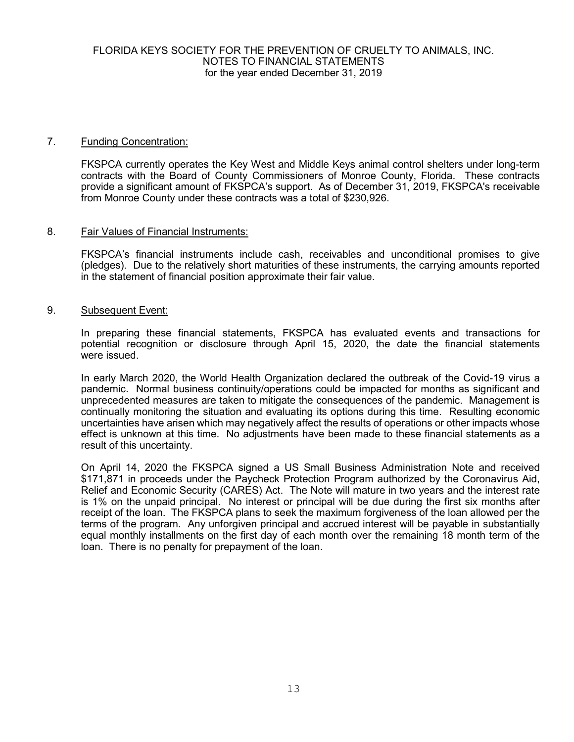## 7. Funding Concentration:

FKSPCA currently operates the Key West and Middle Keys animal control shelters under long-term contracts with the Board of County Commissioners of Monroe County, Florida. These contracts provide a significant amount of FKSPCA's support. As of December 31, 2019, FKSPCA's receivable from Monroe County under these contracts was a total of $230,926.

## 8. Fair Values of Financial Instruments:

FKSPCA's financial instruments include cash, receivables and unconditional promises to give (pledges). Due to the relatively short maturities of these instruments, the carrying amounts reported in the statement of financial position approximate their fair value.

## 9. Subsequent Event:

In preparing these financial statements, FKSPCA has evaluated events and transactions for potential recognition or disclosure through April 15, 2020, the date the financial statements were issued.

In early March 2020, the World Health Organization declared the outbreak of the Covid-19 virus a pandemic. Normal business continuity/operations could be impacted for months as significant and unprecedented measures are taken to mitigate the consequences of the pandemic. Management is continually monitoring the situation and evaluating its options during this time. Resulting economic uncertainties have arisen which may negatively affect the results of operations or other impacts whose effect is unknown at this time. No adjustments have been made to these financial statements as a result of this uncertainty.

On April 14, 2020 the FKSPCA signed a US Small Business Administration Note and received $171,871 in proceeds under the Paycheck Protection Program authorized by the Coronavirus Aid, Relief and Economic Security (CARES) Act. The Note will mature in two years and the interest rate is 1% on the unpaid principal. No interest or principal will be due during the first six months after receipt of the loan. The FKSPCA plans to seek the maximum forgiveness of the loan allowed per the terms of the program. Any unforgiven principal and accrued interest will be payable in substantially equal monthly installments on the first day of each month over the remaining 18 month term of the loan. There is no penalty for prepayment of the loan.